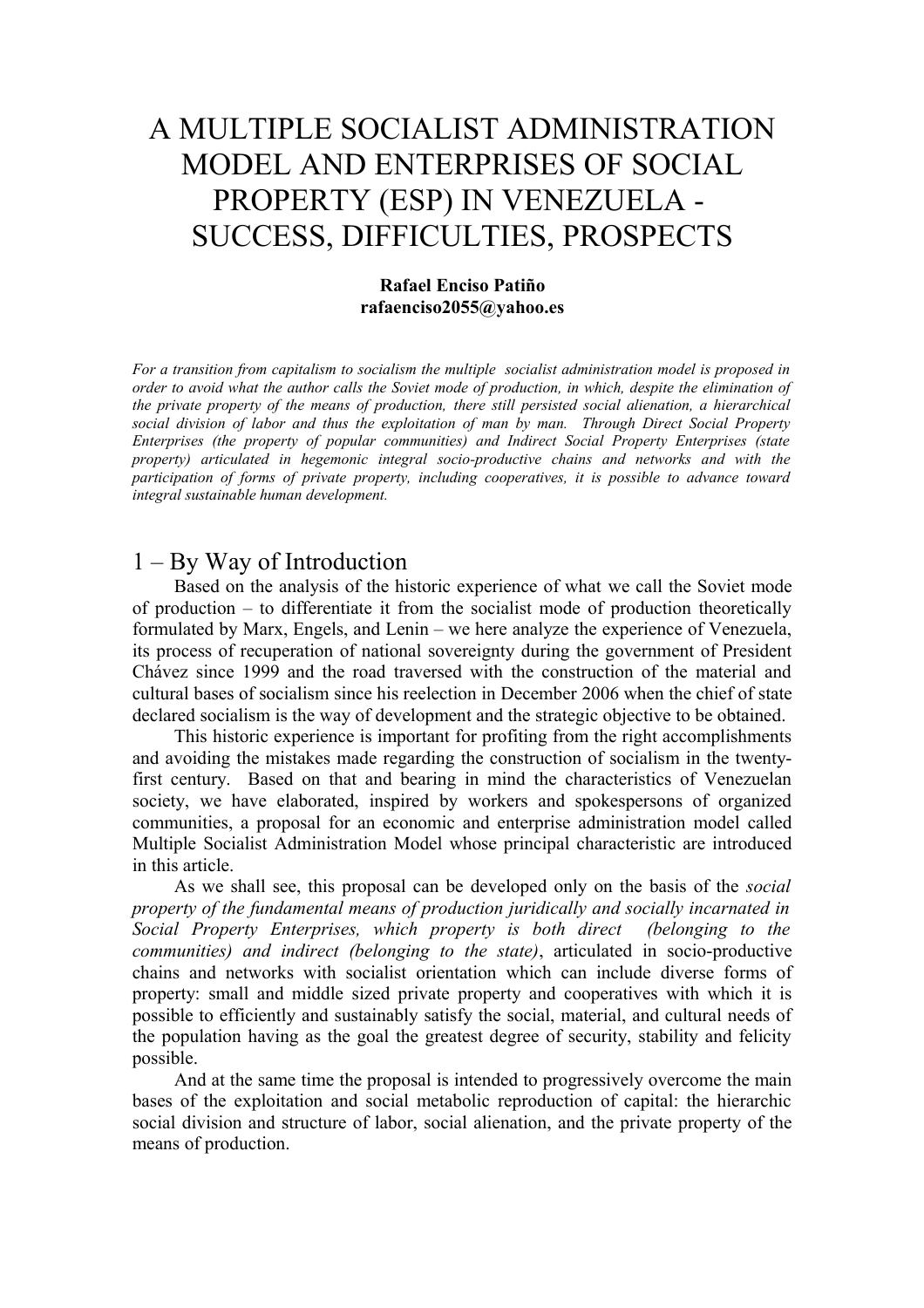# A MULTIPLE SOCIALIST ADMINISTRATION MODEL AND ENTERPRISES OF SOCIAL PROPERTY (ESP) IN VENEZUELA - SUCCESS, DIFFICULTIES, PROSPECTS

**Rafael Enciso Patiño**
**rafaenciso2055@yahoo.es**

*For a transition from capitalism to socialism the multiple socialist administration model is proposed in order to avoid what the author calls the Soviet mode of production, in which, despite the elimination of the private property of the means of production, there still persisted social alienation, a hierarchical social division of labor and thus the exploitation of man by man. Through Direct Social Property Enterprises (the property of popular communities) and Indirect Social Property Enterprises (state property) articulated in hegemonic integral socio-productive chains and networks and with the participation of forms of private property, including cooperatives, it is possible to advance toward integral sustainable human development.*

## 1 – By Way of Introduction

Based on the analysis of the historic experience of what we call the Soviet mode of production – to differentiate it from the socialist mode of production theoretically formulated by Marx, Engels, and Lenin – we here analyze the experience of Venezuela, its process of recuperation of national sovereignty during the government of President Chávez since 1999 and the road traversed with the construction of the material and cultural bases of socialism since his reelection in December 2006 when the chief of state declared socialism is the way of development and the strategic objective to be obtained.

This historic experience is important for profiting from the right accomplishments and avoiding the mistakes made regarding the construction of socialism in the twenty-first century. Based on that and bearing in mind the characteristics of Venezuelan society, we have elaborated, inspired by workers and spokespersons of organized communities, a proposal for an economic and enterprise administration model called Multiple Socialist Administration Model whose principal characteristic are introduced in this article.

As we shall see, this proposal can be developed only on the basis of the *social property of the fundamental means of production juridically and socially incarnated in Social Property Enterprises, which property is both direct (belonging to the communities) and indirect (belonging to the state)*, articulated in socio-productive chains and networks with socialist orientation which can include diverse forms of property: small and middle sized private property and cooperatives with which it is possible to efficiently and sustainably satisfy the social, material, and cultural needs of the population having as the goal the greatest degree of security, stability and felicity possible.

And at the same time the proposal is intended to progressively overcome the main bases of the exploitation and social metabolic reproduction of capital: the hierarchic social division and structure of labor, social alienation, and the private property of the means of production.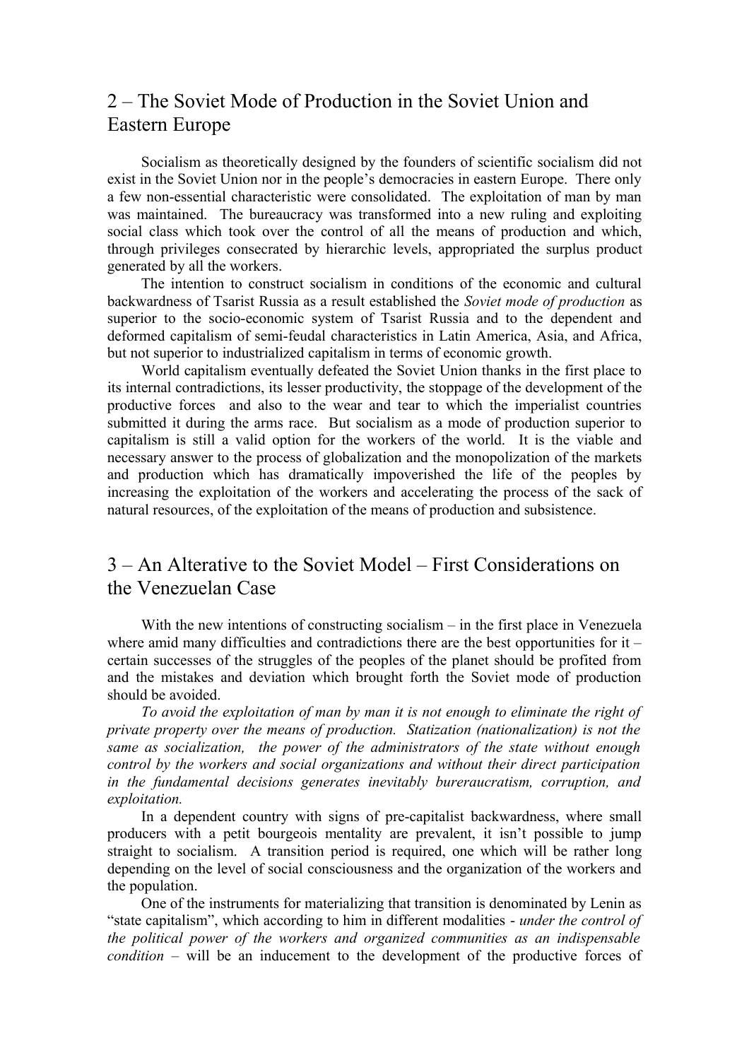## 2 – The Soviet Mode of Production in the Soviet Union and Eastern Europe

Socialism as theoretically designed by the founders of scientific socialism did not exist in the Soviet Union nor in the people's democracies in eastern Europe. There only a few non-essential characteristic were consolidated. The exploitation of man by man was maintained. The bureaucracy was transformed into a new ruling and exploiting social class which took over the control of all the means of production and which, through privileges consecrated by hierarchic levels, appropriated the surplus product generated by all the workers.

The intention to construct socialism in conditions of the economic and cultural backwardness of Tsarist Russia as a result established the *Soviet mode of production* as superior to the socio-economic system of Tsarist Russia and to the dependent and deformed capitalism of semi-feudal characteristics in Latin America, Asia, and Africa, but not superior to industrialized capitalism in terms of economic growth.

World capitalism eventually defeated the Soviet Union thanks in the first place to its internal contradictions, its lesser productivity, the stoppage of the development of the productive forces and also to the wear and tear to which the imperialist countries submitted it during the arms race. But socialism as a mode of production superior to capitalism is still a valid option for the workers of the world. It is the viable and necessary answer to the process of globalization and the monopolization of the markets and production which has dramatically impoverished the life of the peoples by increasing the exploitation of the workers and accelerating the process of the sack of natural resources, of the exploitation of the means of production and subsistence.

## 3 – An Alterative to the Soviet Model – First Considerations on the Venezuelan Case

With the new intentions of constructing socialism – in the first place in Venezuela where amid many difficulties and contradictions there are the best opportunities for it – certain successes of the struggles of the peoples of the planet should be profited from and the mistakes and deviation which brought forth the Soviet mode of production should be avoided.

*To avoid the exploitation of man by man it is not enough to eliminate the right of private property over the means of production. Statization (nationalization) is not the same as socialization, the power of the administrators of the state without enough control by the workers and social organizations and without their direct participation in the fundamental decisions generates inevitably bureraucratism, corruption, and exploitation.*

In a dependent country with signs of pre-capitalist backwardness, where small producers with a petit bourgeois mentality are prevalent, it isn't possible to jump straight to socialism. A transition period is required, one which will be rather long depending on the level of social consciousness and the organization of the workers and the population.

One of the instruments for materializing that transition is denominated by Lenin as "state capitalism", which according to him in different modalities - *under the control of the political power of the workers and organized communities as an indispensable condition* – will be an inducement to the development of the productive forces of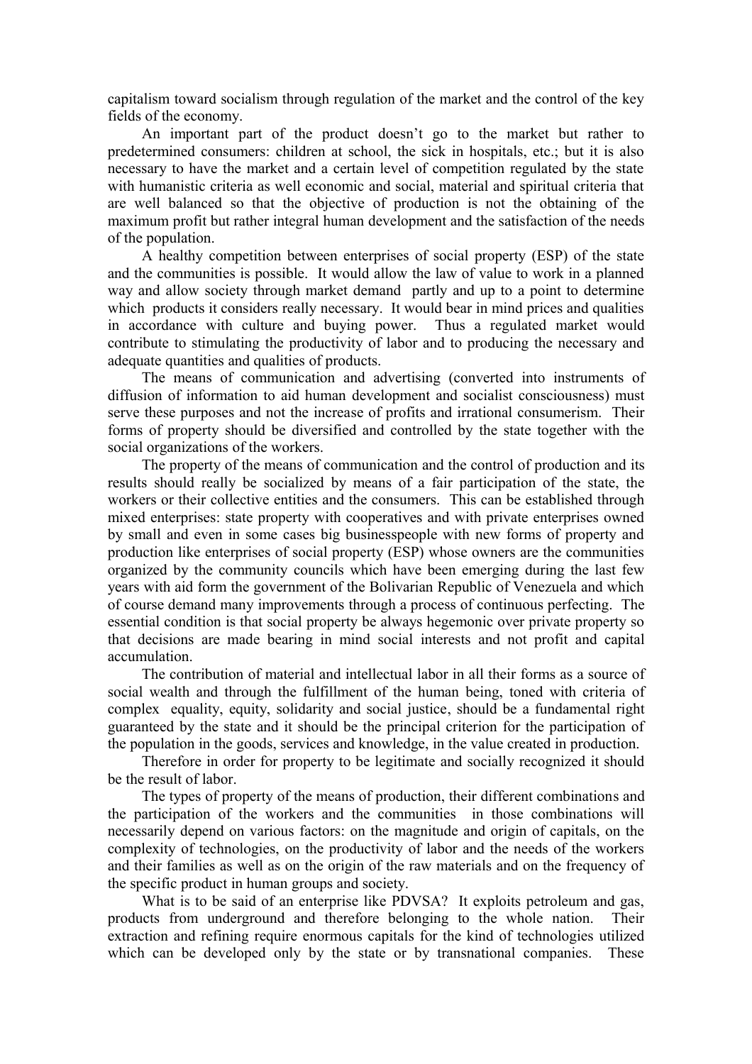capitalism toward socialism through regulation of the market and the control of the key fields of the economy.

An important part of the product doesn't go to the market but rather to predetermined consumers: children at school, the sick in hospitals, etc.; but it is also necessary to have the market and a certain level of competition regulated by the state with humanistic criteria as well economic and social, material and spiritual criteria that are well balanced so that the objective of production is not the obtaining of the maximum profit but rather integral human development and the satisfaction of the needs of the population.

A healthy competition between enterprises of social property (ESP) of the state and the communities is possible. It would allow the law of value to work in a planned way and allow society through market demand partly and up to a point to determine which products it considers really necessary. It would bear in mind prices and qualities in accordance with culture and buying power. Thus a regulated market would contribute to stimulating the productivity of labor and to producing the necessary and adequate quantities and qualities of products.

The means of communication and advertising (converted into instruments of diffusion of information to aid human development and socialist consciousness) must serve these purposes and not the increase of profits and irrational consumerism. Their forms of property should be diversified and controlled by the state together with the social organizations of the workers.

The property of the means of communication and the control of production and its results should really be socialized by means of a fair participation of the state, the workers or their collective entities and the consumers. This can be established through mixed enterprises: state property with cooperatives and with private enterprises owned by small and even in some cases big businesspeople with new forms of property and production like enterprises of social property (ESP) whose owners are the communities organized by the community councils which have been emerging during the last few years with aid form the government of the Bolivarian Republic of Venezuela and which of course demand many improvements through a process of continuous perfecting. The essential condition is that social property be always hegemonic over private property so that decisions are made bearing in mind social interests and not profit and capital accumulation.

The contribution of material and intellectual labor in all their forms as a source of social wealth and through the fulfillment of the human being, toned with criteria of complex equality, equity, solidarity and social justice, should be a fundamental right guaranteed by the state and it should be the principal criterion for the participation of the population in the goods, services and knowledge, in the value created in production.

Therefore in order for property to be legitimate and socially recognized it should be the result of labor.

The types of property of the means of production, their different combinations and the participation of the workers and the communities in those combinations will necessarily depend on various factors: on the magnitude and origin of capitals, on the complexity of technologies, on the productivity of labor and the needs of the workers and their families as well as on the origin of the raw materials and on the frequency of the specific product in human groups and society.

What is to be said of an enterprise like PDVSA? It exploits petroleum and gas, products from underground and therefore belonging to the whole nation. Their extraction and refining require enormous capitals for the kind of technologies utilized which can be developed only by the state or by transnational companies. These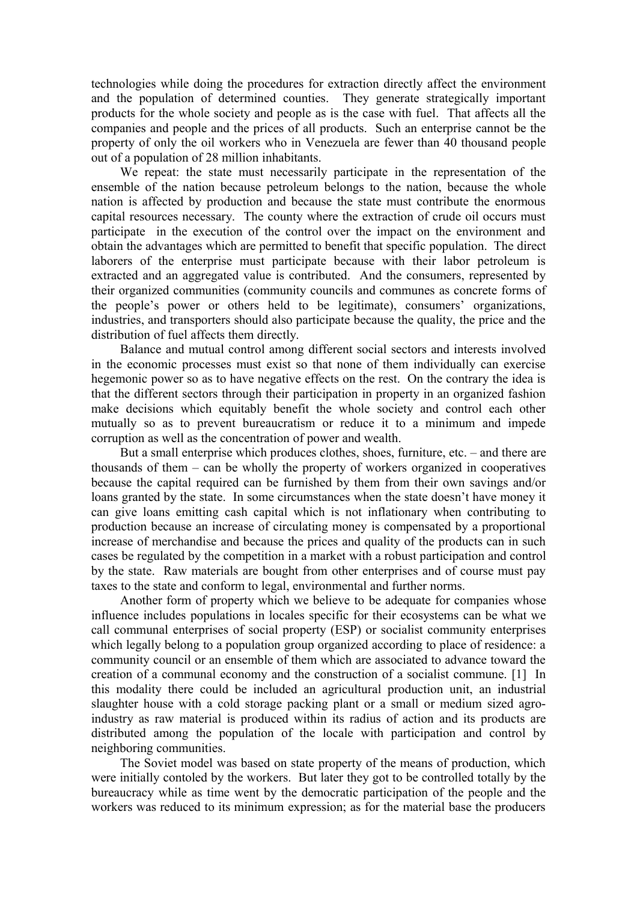technologies while doing the procedures for extraction directly affect the environment and the population of determined counties. They generate strategically important products for the whole society and people as is the case with fuel. That affects all the companies and people and the prices of all products. Such an enterprise cannot be the property of only the oil workers who in Venezuela are fewer than 40 thousand people out of a population of 28 million inhabitants.

We repeat: the state must necessarily participate in the representation of the ensemble of the nation because petroleum belongs to the nation, because the whole nation is affected by production and because the state must contribute the enormous capital resources necessary. The county where the extraction of crude oil occurs must participate in the execution of the control over the impact on the environment and obtain the advantages which are permitted to benefit that specific population. The direct laborers of the enterprise must participate because with their labor petroleum is extracted and an aggregated value is contributed. And the consumers, represented by their organized communities (community councils and communes as concrete forms of the people's power or others held to be legitimate), consumers' organizations, industries, and transporters should also participate because the quality, the price and the distribution of fuel affects them directly.

Balance and mutual control among different social sectors and interests involved in the economic processes must exist so that none of them individually can exercise hegemonic power so as to have negative effects on the rest. On the contrary the idea is that the different sectors through their participation in property in an organized fashion make decisions which equitably benefit the whole society and control each other mutually so as to prevent bureaucratism or reduce it to a minimum and impede corruption as well as the concentration of power and wealth.

But a small enterprise which produces clothes, shoes, furniture, etc. – and there are thousands of them – can be wholly the property of workers organized in cooperatives because the capital required can be furnished by them from their own savings and/or loans granted by the state. In some circumstances when the state doesn't have money it can give loans emitting cash capital which is not inflationary when contributing to production because an increase of circulating money is compensated by a proportional increase of merchandise and because the prices and quality of the products can in such cases be regulated by the competition in a market with a robust participation and control by the state. Raw materials are bought from other enterprises and of course must pay taxes to the state and conform to legal, environmental and further norms.

Another form of property which we believe to be adequate for companies whose influence includes populations in locales specific for their ecosystems can be what we call communal enterprises of social property (ESP) or socialist community enterprises which legally belong to a population group organized according to place of residence: a community council or an ensemble of them which are associated to advance toward the creation of a communal economy and the construction of a socialist commune. [1] In this modality there could be included an agricultural production unit, an industrial slaughter house with a cold storage packing plant or a small or medium sized agro-industry as raw material is produced within its radius of action and its products are distributed among the population of the locale with participation and control by neighboring communities.

The Soviet model was based on state property of the means of production, which were initially contoled by the workers. But later they got to be controlled totally by the bureaucracy while as time went by the democratic participation of the people and the workers was reduced to its minimum expression; as for the material base the producers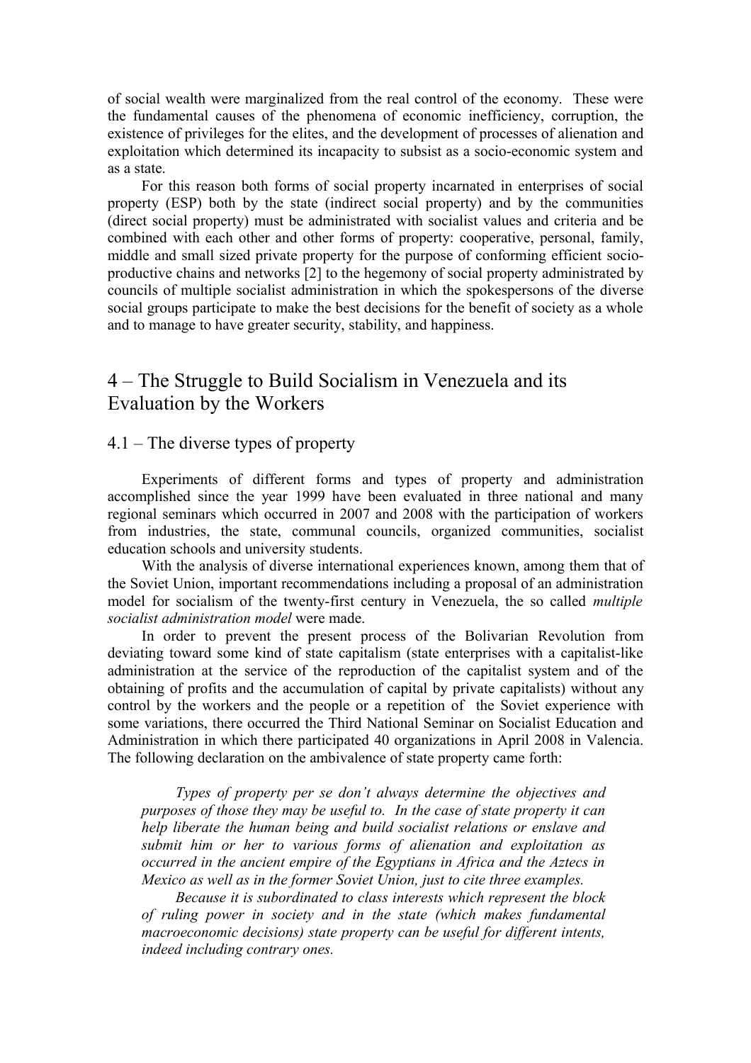of social wealth were marginalized from the real control of the economy. These were the fundamental causes of the phenomena of economic inefficiency, corruption, the existence of privileges for the elites, and the development of processes of alienation and exploitation which determined its incapacity to subsist as a socio-economic system and as a state.

For this reason both forms of social property incarnated in enterprises of social property (ESP) both by the state (indirect social property) and by the communities (direct social property) must be administrated with socialist values and criteria and be combined with each other and other forms of property: cooperative, personal, family, middle and small sized private property for the purpose of conforming efficient socio-productive chains and networks [2] to the hegemony of social property administrated by councils of multiple socialist administration in which the spokespersons of the diverse social groups participate to make the best decisions for the benefit of society as a whole and to manage to have greater security, stability, and happiness.

## 4 – The Struggle to Build Socialism in Venezuela and its Evaluation by the Workers

### 4.1 – The diverse types of property

Experiments of different forms and types of property and administration accomplished since the year 1999 have been evaluated in three national and many regional seminars which occurred in 2007 and 2008 with the participation of workers from industries, the state, communal councils, organized communities, socialist education schools and university students.

With the analysis of diverse international experiences known, among them that of the Soviet Union, important recommendations including a proposal of an administration model for socialism of the twenty-first century in Venezuela, the so called *multiple socialist administration model* were made.

In order to prevent the present process of the Bolivarian Revolution from deviating toward some kind of state capitalism (state enterprises with a capitalist-like administration at the service of the reproduction of the capitalist system and of the obtaining of profits and the accumulation of capital by private capitalists) without any control by the workers and the people or a repetition of the Soviet experience with some variations, there occurred the Third National Seminar on Socialist Education and Administration in which there participated 40 organizations in April 2008 in Valencia. The following declaration on the ambivalence of state property came forth:

> *Types of property per se don't always determine the objectives and purposes of those they may be useful to. In the case of state property it can help liberate the human being and build socialist relations or enslave and submit him or her to various forms of alienation and exploitation as occurred in the ancient empire of the Egyptians in Africa and the Aztecs in Mexico as well as in the former Soviet Union, just to cite three examples.*
>
> *Because it is subordinated to class interests which represent the block of ruling power in society and in the state (which makes fundamental macroeconomic decisions) state property can be useful for different intents, indeed including contrary ones.*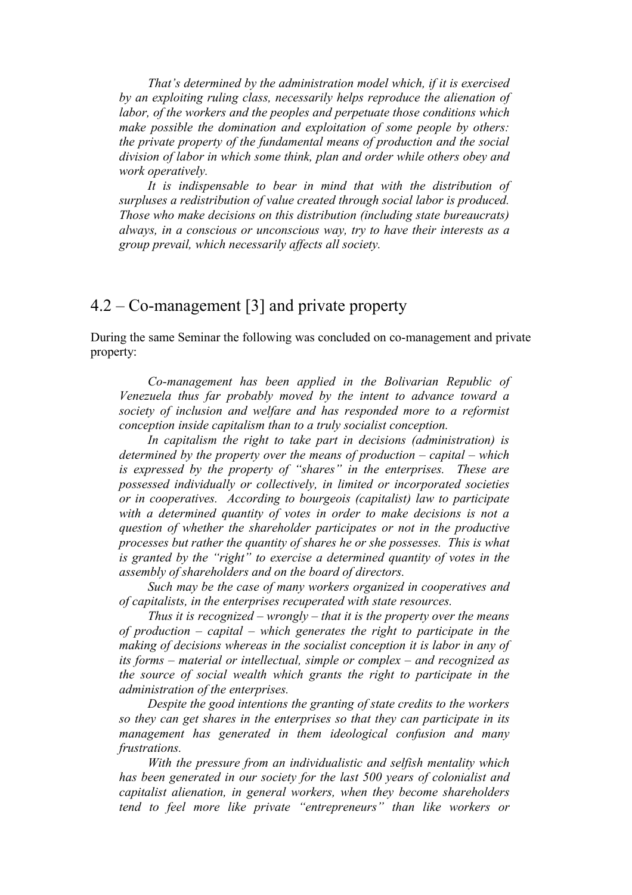*That's determined by the administration model which, if it is exercised by an exploiting ruling class, necessarily helps reproduce the alienation of labor, of the workers and the peoples and perpetuate those conditions which make possible the domination and exploitation of some people by others: the private property of the fundamental means of production and the social division of labor in which some think, plan and order while others obey and work operatively.*

*It is indispensable to bear in mind that with the distribution of surpluses a redistribution of value created through social labor is produced. Those who make decisions on this distribution (including state bureaucrats) always, in a conscious or unconscious way, try to have their interests as a group prevail, which necessarily affects all society.*

## 4.2 – Co-management [3] and private property

During the same Seminar the following was concluded on co-management and private property:

*Co-management has been applied in the Bolivarian Republic of Venezuela thus far probably moved by the intent to advance toward a society of inclusion and welfare and has responded more to a reformist conception inside capitalism than to a truly socialist conception.*

*In capitalism the right to take part in decisions (administration) is determined by the property over the means of production – capital – which is expressed by the property of "shares" in the enterprises. These are possessed individually or collectively, in limited or incorporated societies or in cooperatives. According to bourgeois (capitalist) law to participate with a determined quantity of votes in order to make decisions is not a question of whether the shareholder participates or not in the productive processes but rather the quantity of shares he or she possesses. This is what is granted by the "right" to exercise a determined quantity of votes in the assembly of shareholders and on the board of directors.*

*Such may be the case of many workers organized in cooperatives and of capitalists, in the enterprises recuperated with state resources.*

*Thus it is recognized – wrongly – that it is the property over the means of production – capital – which generates the right to participate in the making of decisions whereas in the socialist conception it is labor in any of its forms – material or intellectual, simple or complex – and recognized as the source of social wealth which grants the right to participate in the administration of the enterprises.*

*Despite the good intentions the granting of state credits to the workers so they can get shares in the enterprises so that they can participate in its management has generated in them ideological confusion and many frustrations.*

*With the pressure from an individualistic and selfish mentality which has been generated in our society for the last 500 years of colonialist and capitalist alienation, in general workers, when they become shareholders tend to feel more like private "entrepreneurs" than like workers or*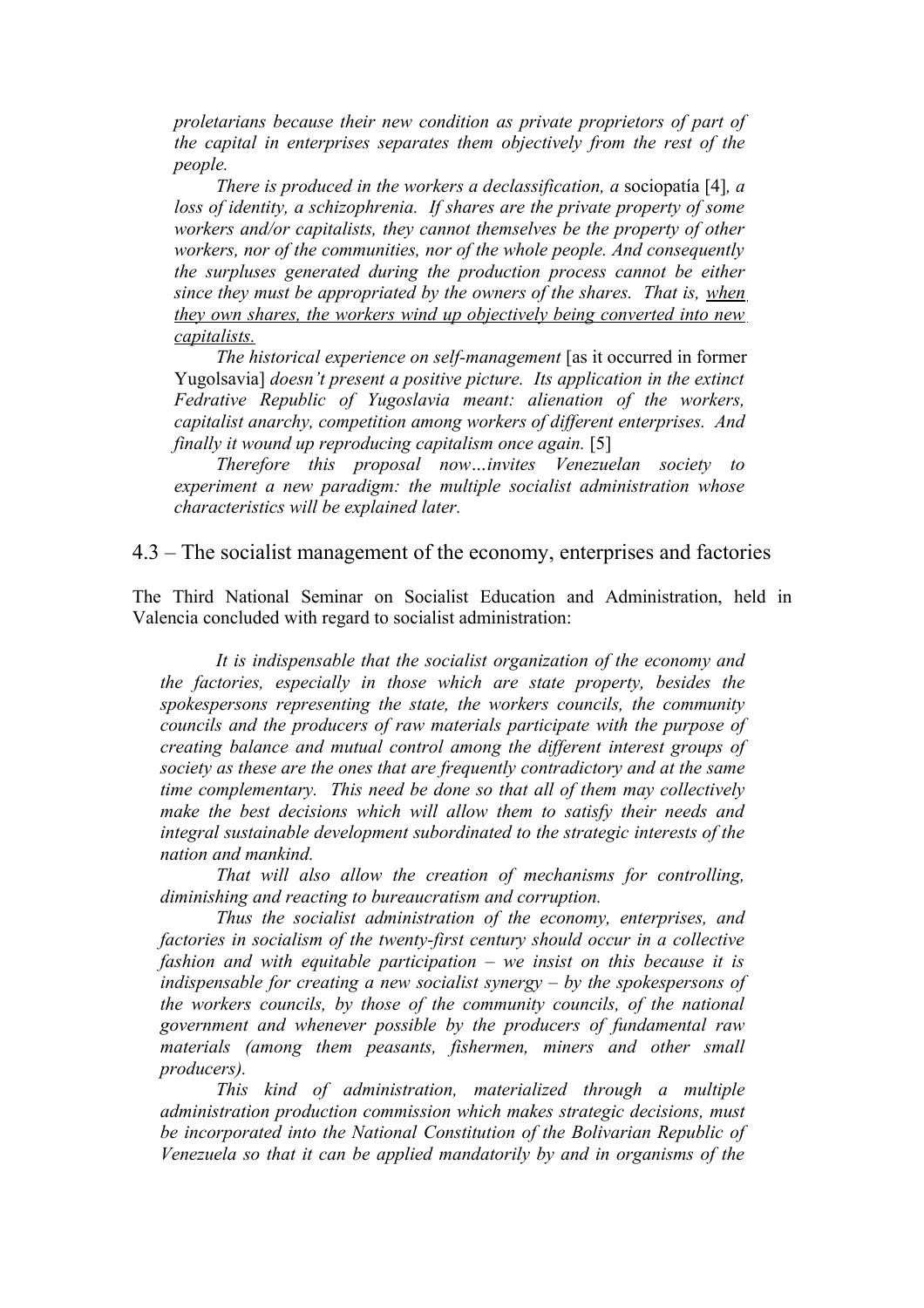*proletarians because their new condition as private proprietors of part of the capital in enterprises separates them objectively from the rest of the people.*

*There is produced in the workers a declassification, a* sociopatía [4]*, a loss of identity, a schizophrenia. If shares are the private property of some workers and/or capitalists, they cannot themselves be the property of other workers, nor of the communities, nor of the whole people. And consequently the surpluses generated during the production process cannot be either since they must be appropriated by the owners of the shares. That is, <u>when they own shares, the workers wind up objectively being converted into new capitalists.</u>*

*The historical experience on self-management* [as it occurred in former Yugolsavia] *doesn't present a positive picture. Its application in the extinct Fedrative Republic of Yugoslavia meant: alienation of the workers, capitalist anarchy, competition among workers of different enterprises. And finally it wound up reproducing capitalism once again.* [5]

*Therefore this proposal now…invites Venezuelan society to experiment a new paradigm: the multiple socialist administration whose characteristics will be explained later.*

## 4.3 – The socialist management of the economy, enterprises and factories

The Third National Seminar on Socialist Education and Administration, held in Valencia concluded with regard to socialist administration:

*It is indispensable that the socialist organization of the economy and the factories, especially in those which are state property, besides the spokespersons representing the state, the workers councils, the community councils and the producers of raw materials participate with the purpose of creating balance and mutual control among the different interest groups of society as these are the ones that are frequently contradictory and at the same time complementary. This need be done so that all of them may collectively make the best decisions which will allow them to satisfy their needs and integral sustainable development subordinated to the strategic interests of the nation and mankind.*

*That will also allow the creation of mechanisms for controlling, diminishing and reacting to bureaucratism and corruption.*

*Thus the socialist administration of the economy, enterprises, and factories in socialism of the twenty-first century should occur in a collective fashion and with equitable participation – we insist on this because it is indispensable for creating a new socialist synergy – by the spokespersons of the workers councils, by those of the community councils, of the national government and whenever possible by the producers of fundamental raw materials (among them peasants, fishermen, miners and other small producers).*

*This kind of administration, materialized through a multiple administration production commission which makes strategic decisions, must be incorporated into the National Constitution of the Bolivarian Republic of Venezuela so that it can be applied mandatorily by and in organisms of the*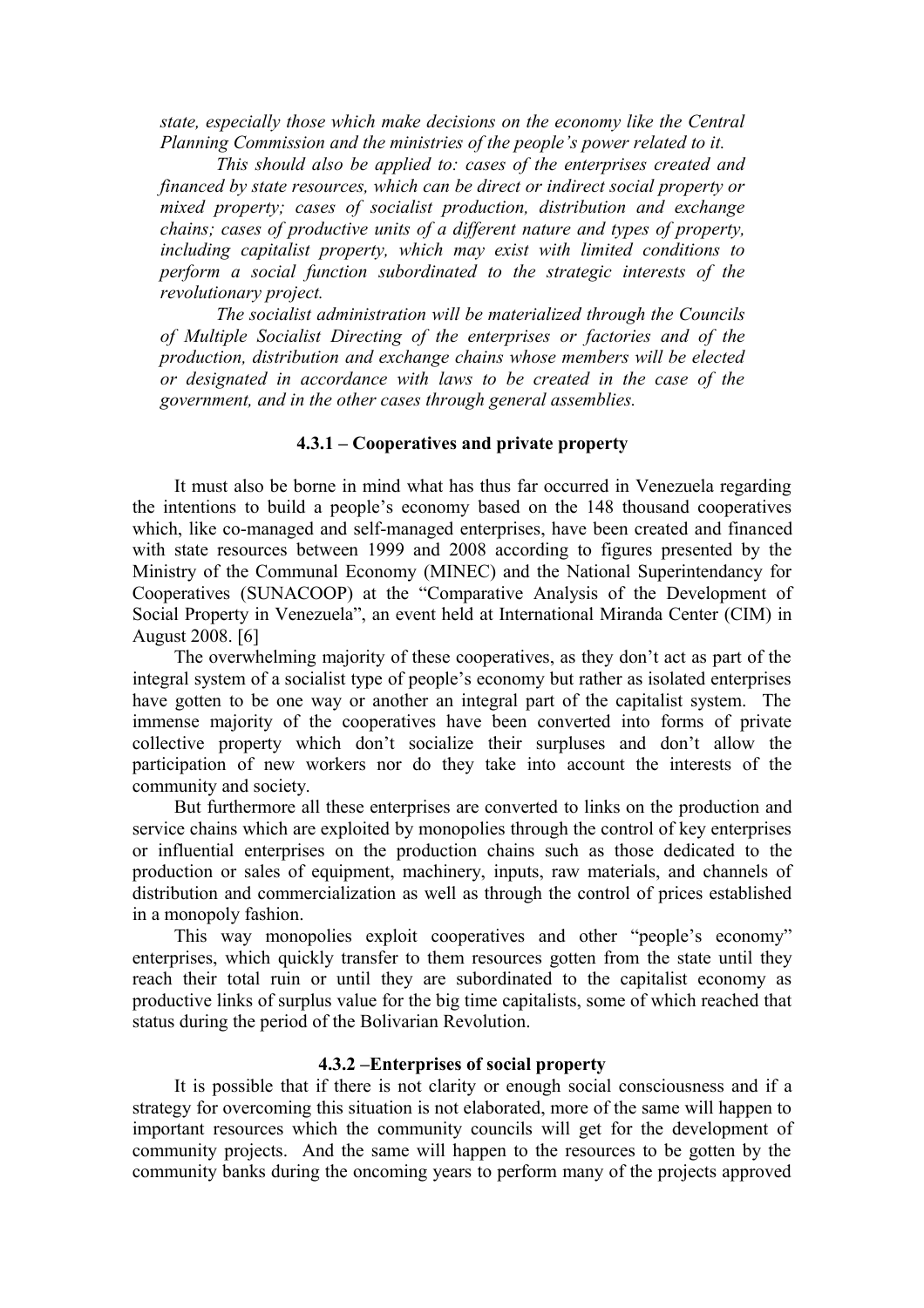*state, especially those which make decisions on the economy like the Central Planning Commission and the ministries of the people's power related to it.*

*This should also be applied to: cases of the enterprises created and financed by state resources, which can be direct or indirect social property or mixed property; cases of socialist production, distribution and exchange chains; cases of productive units of a different nature and types of property, including capitalist property, which may exist with limited conditions to perform a social function subordinated to the strategic interests of the revolutionary project.*

*The socialist administration will be materialized through the Councils of Multiple Socialist Directing of the enterprises or factories and of the production, distribution and exchange chains whose members will be elected or designated in accordance with laws to be created in the case of the government, and in the other cases through general assemblies.*

### 4.3.1 – Cooperatives and private property

It must also be borne in mind what has thus far occurred in Venezuela regarding the intentions to build a people's economy based on the 148 thousand cooperatives which, like co-managed and self-managed enterprises, have been created and financed with state resources between 1999 and 2008 according to figures presented by the Ministry of the Communal Economy (MINEC) and the National Superintendancy for Cooperatives (SUNACOOP) at the "Comparative Analysis of the Development of Social Property in Venezuela", an event held at International Miranda Center (CIM) in August 2008. [6]

The overwhelming majority of these cooperatives, as they don't act as part of the integral system of a socialist type of people's economy but rather as isolated enterprises have gotten to be one way or another an integral part of the capitalist system. The immense majority of the cooperatives have been converted into forms of private collective property which don't socialize their surpluses and don't allow the participation of new workers nor do they take into account the interests of the community and society.

But furthermore all these enterprises are converted to links on the production and service chains which are exploited by monopolies through the control of key enterprises or influential enterprises on the production chains such as those dedicated to the production or sales of equipment, machinery, inputs, raw materials, and channels of distribution and commercialization as well as through the control of prices established in a monopoly fashion.

This way monopolies exploit cooperatives and other "people's economy" enterprises, which quickly transfer to them resources gotten from the state until they reach their total ruin or until they are subordinated to the capitalist economy as productive links of surplus value for the big time capitalists, some of which reached that status during the period of the Bolivarian Revolution.

### 4.3.2 –Enterprises of social property

It is possible that if there is not clarity or enough social consciousness and if a strategy for overcoming this situation is not elaborated, more of the same will happen to important resources which the community councils will get for the development of community projects. And the same will happen to the resources to be gotten by the community banks during the oncoming years to perform many of the projects approved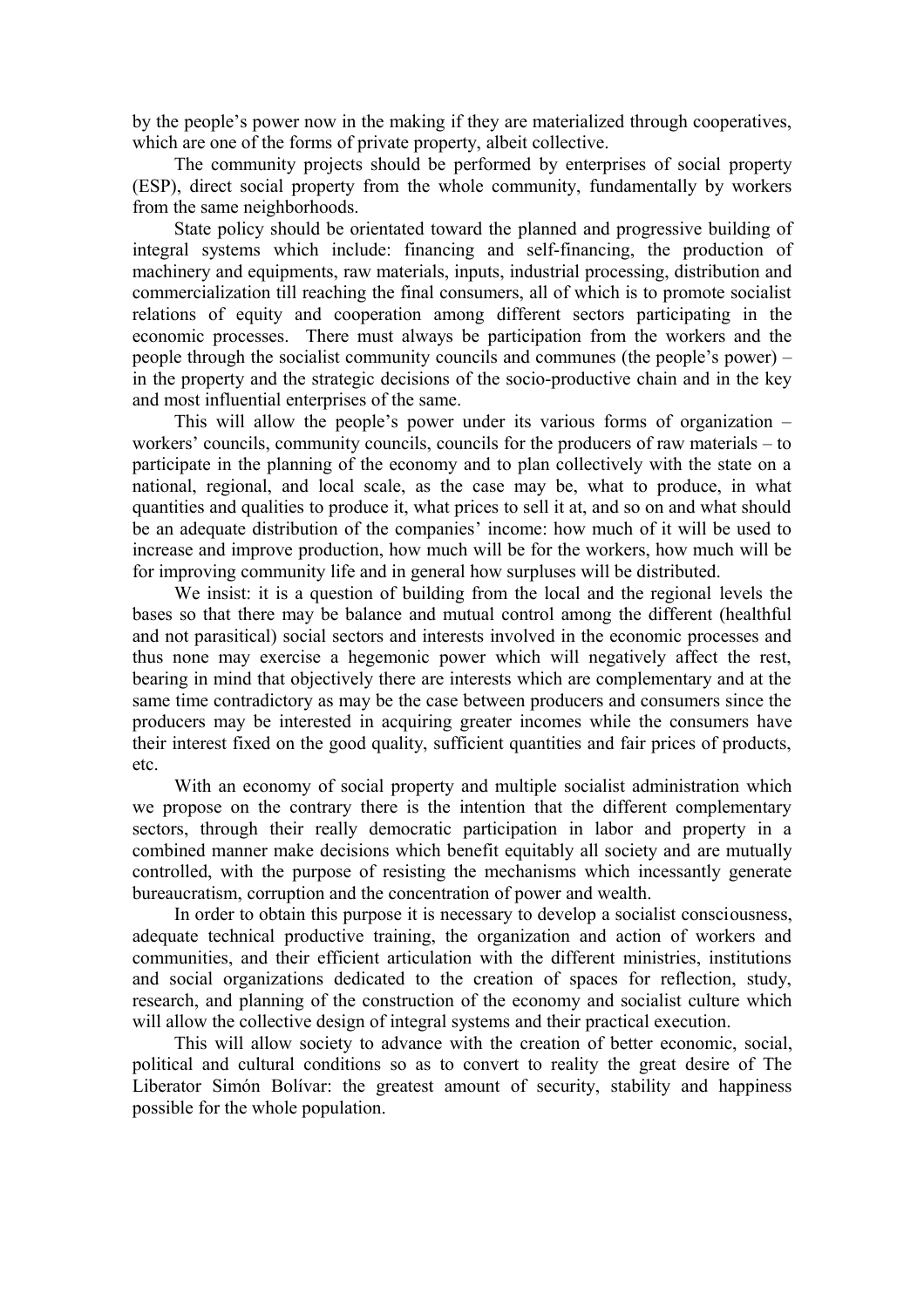by the people's power now in the making if they are materialized through cooperatives, which are one of the forms of private property, albeit collective.

The community projects should be performed by enterprises of social property (ESP), direct social property from the whole community, fundamentally by workers from the same neighborhoods.

State policy should be orientated toward the planned and progressive building of integral systems which include: financing and self-financing, the production of machinery and equipments, raw materials, inputs, industrial processing, distribution and commercialization till reaching the final consumers, all of which is to promote socialist relations of equity and cooperation among different sectors participating in the economic processes. There must always be participation from the workers and the people through the socialist community councils and communes (the people's power) – in the property and the strategic decisions of the socio-productive chain and in the key and most influential enterprises of the same.

This will allow the people's power under its various forms of organization – workers' councils, community councils, councils for the producers of raw materials – to participate in the planning of the economy and to plan collectively with the state on a national, regional, and local scale, as the case may be, what to produce, in what quantities and qualities to produce it, what prices to sell it at, and so on and what should be an adequate distribution of the companies' income: how much of it will be used to increase and improve production, how much will be for the workers, how much will be for improving community life and in general how surpluses will be distributed.

We insist: it is a question of building from the local and the regional levels the bases so that there may be balance and mutual control among the different (healthful and not parasitical) social sectors and interests involved in the economic processes and thus none may exercise a hegemonic power which will negatively affect the rest, bearing in mind that objectively there are interests which are complementary and at the same time contradictory as may be the case between producers and consumers since the producers may be interested in acquiring greater incomes while the consumers have their interest fixed on the good quality, sufficient quantities and fair prices of products, etc.

With an economy of social property and multiple socialist administration which we propose on the contrary there is the intention that the different complementary sectors, through their really democratic participation in labor and property in a combined manner make decisions which benefit equitably all society and are mutually controlled, with the purpose of resisting the mechanisms which incessantly generate bureaucratism, corruption and the concentration of power and wealth.

In order to obtain this purpose it is necessary to develop a socialist consciousness, adequate technical productive training, the organization and action of workers and communities, and their efficient articulation with the different ministries, institutions and social organizations dedicated to the creation of spaces for reflection, study, research, and planning of the construction of the economy and socialist culture which will allow the collective design of integral systems and their practical execution.

This will allow society to advance with the creation of better economic, social, political and cultural conditions so as to convert to reality the great desire of The Liberator Simón Bolívar: the greatest amount of security, stability and happiness possible for the whole population.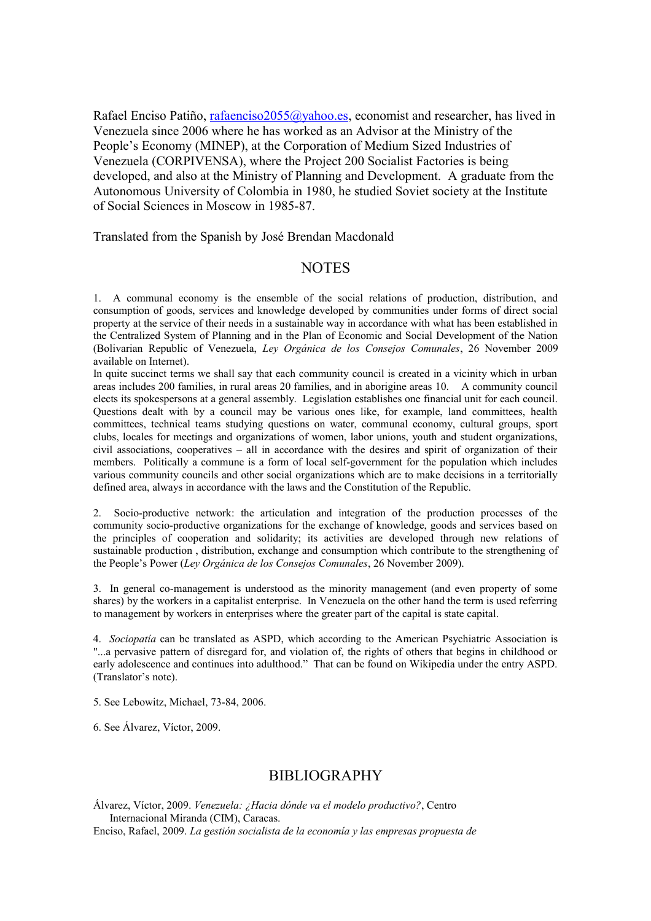Rafael Enciso Patiño, rafaenciso2055@yahoo.es, economist and researcher, has lived in Venezuela since 2006 where he has worked as an Advisor at the Ministry of the People's Economy (MINEP), at the Corporation of Medium Sized Industries of Venezuela (CORPIVENSA), where the Project 200 Socialist Factories is being developed, and also at the Ministry of Planning and Development. A graduate from the Autonomous University of Colombia in 1980, he studied Soviet society at the Institute of Social Sciences in Moscow in 1985-87.

Translated from the Spanish by José Brendan Macdonald

## NOTES

1. A communal economy is the ensemble of the social relations of production, distribution, and consumption of goods, services and knowledge developed by communities under forms of direct social property at the service of their needs in a sustainable way in accordance with what has been established in the Centralized System of Planning and in the Plan of Economic and Social Development of the Nation (Bolivarian Republic of Venezuela, *Ley Orgánica de los Consejos Comunales*, 26 November 2009 available on Internet).
In quite succinct terms we shall say that each community council is created in a vicinity which in urban areas includes 200 families, in rural areas 20 families, and in aborigine areas 10. A community council elects its spokespersons at a general assembly. Legislation establishes one financial unit for each council. Questions dealt with by a council may be various ones like, for example, land committees, health committees, technical teams studying questions on water, communal economy, cultural groups, sport clubs, locales for meetings and organizations of women, labor unions, youth and student organizations, civil associations, cooperatives – all in accordance with the desires and spirit of organization of their members. Politically a commune is a form of local self-government for the population which includes various community councils and other social organizations which are to make decisions in a territorially defined area, always in accordance with the laws and the Constitution of the Republic.

2. Socio-productive network: the articulation and integration of the production processes of the community socio-productive organizations for the exchange of knowledge, goods and services based on the principles of cooperation and solidarity; its activities are developed through new relations of sustainable production , distribution, exchange and consumption which contribute to the strengthening of the People's Power (*Ley Orgánica de los Consejos Comunales*, 26 November 2009).

3. In general co-management is understood as the minority management (and even property of some shares) by the workers in a capitalist enterprise. In Venezuela on the other hand the term is used referring to management by workers in enterprises where the greater part of the capital is state capital.

4. *Sociopatía* can be translated as ASPD, which according to the American Psychiatric Association is "...a pervasive pattern of disregard for, and violation of, the rights of others that begins in childhood or early adolescence and continues into adulthood." That can be found on Wikipedia under the entry ASPD. (Translator's note).

5. See Lebowitz, Michael, 73-84, 2006.

6. See Álvarez, Víctor, 2009.

## BIBLIOGRAPHY

Álvarez, Víctor, 2009. *Venezuela: ¿Hacia dónde va el modelo productivo?*, Centro Internacional Miranda (CIM), Caracas.

Enciso, Rafael, 2009. *La gestión socialista de la economía y las empresas propuesta de*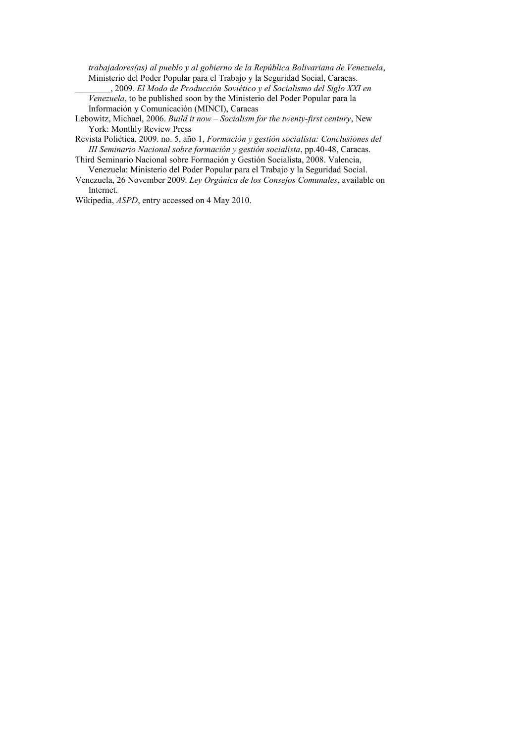*trabajadores(as) al pueblo y al gobierno de la República Bolivariana de Venezuela*, Ministerio del Poder Popular para el Trabajo y la Seguridad Social, Caracas.

________, 2009. *El Modo de Producción Soviético y el Socialismo del Siglo XXI en Venezuela*, to be published soon by the Ministerio del Poder Popular para la Información y Comunicación (MINCI), Caracas

Lebowitz, Michael, 2006. *Build it now – Socialism for the twenty-first century*, New York: Monthly Review Press

Revista Poliética, 2009. no. 5, año 1, *Formación y gestión socialista: Conclusiones del III Seminario Nacional sobre formación y gestión socialista*, pp.40-48, Caracas.

Third Seminario Nacional sobre Formación y Gestión Socialista, 2008. Valencia, Venezuela: Ministerio del Poder Popular para el Trabajo y la Seguridad Social.

Venezuela, 26 November 2009. *Ley Orgánica de los Consejos Comunales*, available on Internet.

Wikipedia, *ASPD*, entry accessed on 4 May 2010.